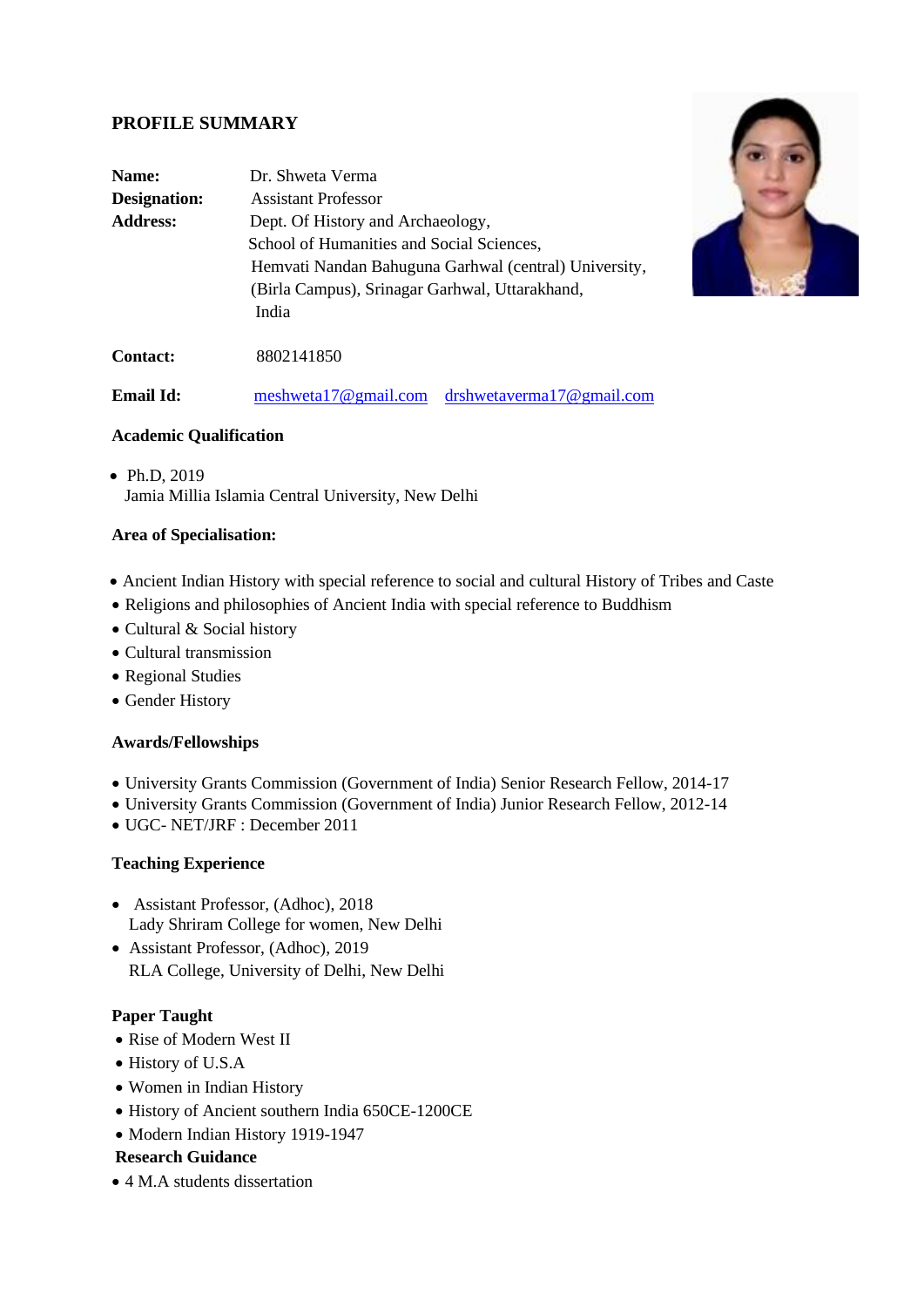## PROFILE SUMMARY

**Name:** Dr. Shweta Verma
**Designation:** Assistant Professor
**Address:** Dept. Of History and Archaeology,
School of Humanities and Social Sciences,
Hemvati Nandan Bahuguna Garhwal (central) University,
(Birla Campus), Srinagar Garhwal, Uttarakhand,
India

**Contact:** 8802141850

**Email Id:** meshweta17@gmail.com drshwetaverma17@gmail.com

### Academic Qualification

- Ph.D, 2019
  Jamia Millia Islamia Central University, New Delhi

### Area of Specialisation:

- Ancient Indian History with special reference to social and cultural History of Tribes and Caste
- Religions and philosophies of Ancient India with special reference to Buddhism
- Cultural & Social history
- Cultural transmission
- Regional Studies
- Gender History

### Awards/Fellowships

- University Grants Commission (Government of India) Senior Research Fellow, 2014-17
- University Grants Commission (Government of India) Junior Research Fellow, 2012-14
- UGC- NET/JRF : December 2011

### Teaching Experience

- Assistant Professor, (Adhoc), 2018
  Lady Shriram College for women, New Delhi
- Assistant Professor, (Adhoc), 2019
  RLA College, University of Delhi, New Delhi

### Paper Taught

- Rise of Modern West II
- History of U.S.A
- Women in Indian History
- History of Ancient southern India 650CE-1200CE
- Modern Indian History 1919-1947

### Research Guidance

- 4 M.A students dissertation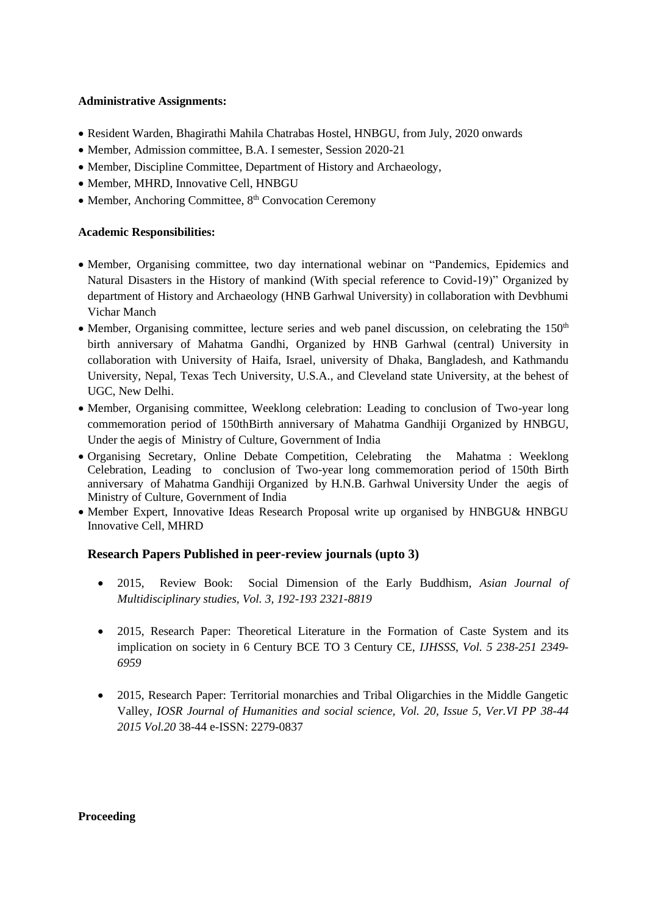**Administrative Assignments:**

- Resident Warden, Bhagirathi Mahila Chatrabas Hostel, HNBGU, from July, 2020 onwards
- Member, Admission committee, B.A. I semester, Session 2020-21
- Member, Discipline Committee, Department of History and Archaeology,
- Member, MHRD, Innovative Cell, HNBGU
- Member, Anchoring Committee, 8th Convocation Ceremony

**Academic Responsibilities:**

- Member, Organising committee, two day international webinar on "Pandemics, Epidemics and Natural Disasters in the History of mankind (With special reference to Covid-19)" Organized by department of History and Archaeology (HNB Garhwal University) in collaboration with Devbhumi Vichar Manch
- Member, Organising committee, lecture series and web panel discussion, on celebrating the 150th birth anniversary of Mahatma Gandhi, Organized by HNB Garhwal (central) University in collaboration with University of Haifa, Israel, university of Dhaka, Bangladesh, and Kathmandu University, Nepal, Texas Tech University, U.S.A., and Cleveland state University, at the behest of UGC, New Delhi.
- Member, Organising committee, Weeklong celebration: Leading to conclusion of Two-year long commemoration period of 150thBirth anniversary of Mahatma Gandhiji Organized by HNBGU, Under the aegis of Ministry of Culture, Government of India
- Organising Secretary, Online Debate Competition, Celebrating the Mahatma : Weeklong Celebration, Leading to conclusion of Two-year long commemoration period of 150th Birth anniversary of Mahatma Gandhiji Organized by H.N.B. Garhwal University Under the aegis of Ministry of Culture, Government of India
- Member Expert, Innovative Ideas Research Proposal write up organised by HNBGU& HNBGU Innovative Cell, MHRD

## Research Papers Published in peer-review journals (upto 3)

- 2015, Review Book: Social Dimension of the Early Buddhism, *Asian Journal of Multidisciplinary studies, Vol. 3, 192-193 2321-8819*
- 2015, Research Paper: Theoretical Literature in the Formation of Caste System and its implication on society in 6 Century BCE TO 3 Century CE, *IJHSSS, Vol. 5 238-251 2349-6959*
- 2015, Research Paper: Territorial monarchies and Tribal Oligarchies in the Middle Gangetic Valley, *IOSR Journal of Humanities and social science, Vol. 20, Issue 5, Ver.VI PP 38-44 2015 Vol.20* 38-44 e-ISSN: 2279-0837

**Proceeding**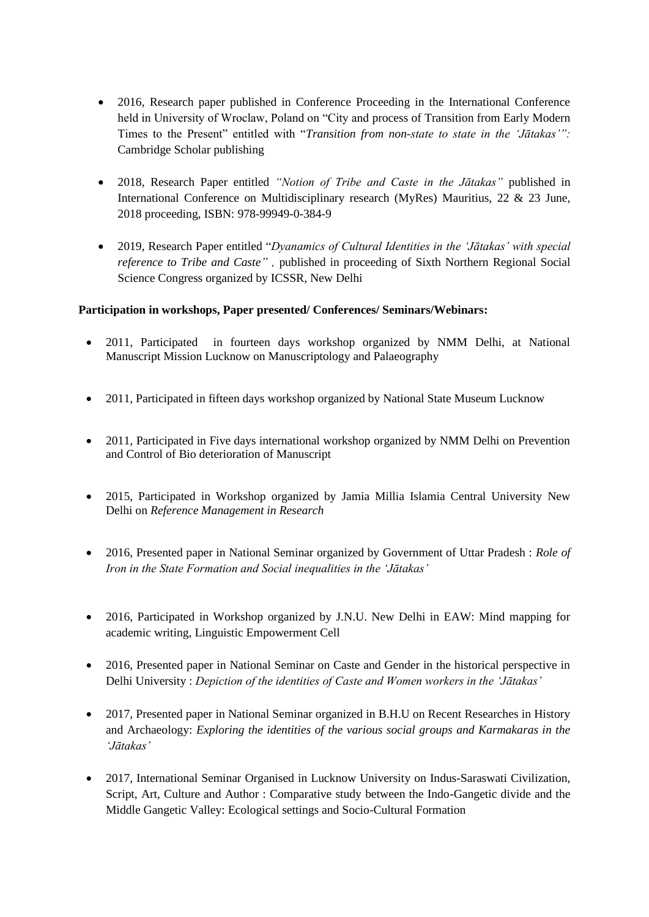- 2016, Research paper published in Conference Proceeding in the International Conference held in University of Wroclaw, Poland on "City and process of Transition from Early Modern Times to the Present" entitled with "*Transition from non-state to state in the 'Jātakas'":* Cambridge Scholar publishing

- 2018, Research Paper entitled *"Notion of Tribe and Caste in the Jātakas"* published in International Conference on Multidisciplinary research (MyRes) Mauritius, 22 & 23 June, 2018 proceeding, ISBN: 978-99949-0-384-9

- 2019, Research Paper entitled "*Dyanamics of Cultural Identities in the 'Jātakas' with special reference to Tribe and Caste"* , published in proceeding of Sixth Northern Regional Social Science Congress organized by ICSSR, New Delhi

**Participation in workshops, Paper presented/ Conferences/ Seminars/Webinars:**

- 2011, Participated in fourteen days workshop organized by NMM Delhi, at National Manuscript Mission Lucknow on Manuscriptology and Palaeography

- 2011, Participated in fifteen days workshop organized by National State Museum Lucknow

- 2011, Participated in Five days international workshop organized by NMM Delhi on Prevention and Control of Bio deterioration of Manuscript

- 2015, Participated in Workshop organized by Jamia Millia Islamia Central University New Delhi on *Reference Management in Research*

- 2016, Presented paper in National Seminar organized by Government of Uttar Pradesh : *Role of Iron in the State Formation and Social inequalities in the 'Jātakas'*

- 2016, Participated in Workshop organized by J.N.U. New Delhi in EAW: Mind mapping for academic writing, Linguistic Empowerment Cell

- 2016, Presented paper in National Seminar on Caste and Gender in the historical perspective in Delhi University : *Depiction of the identities of Caste and Women workers in the 'Jātakas'*

- 2017, Presented paper in National Seminar organized in B.H.U on Recent Researches in History and Archaeology: *Exploring the identities of the various social groups and Karmakaras in the 'Jātakas'*

- 2017, International Seminar Organised in Lucknow University on Indus-Saraswati Civilization, Script, Art, Culture and Author : Comparative study between the Indo-Gangetic divide and the Middle Gangetic Valley: Ecological settings and Socio-Cultural Formation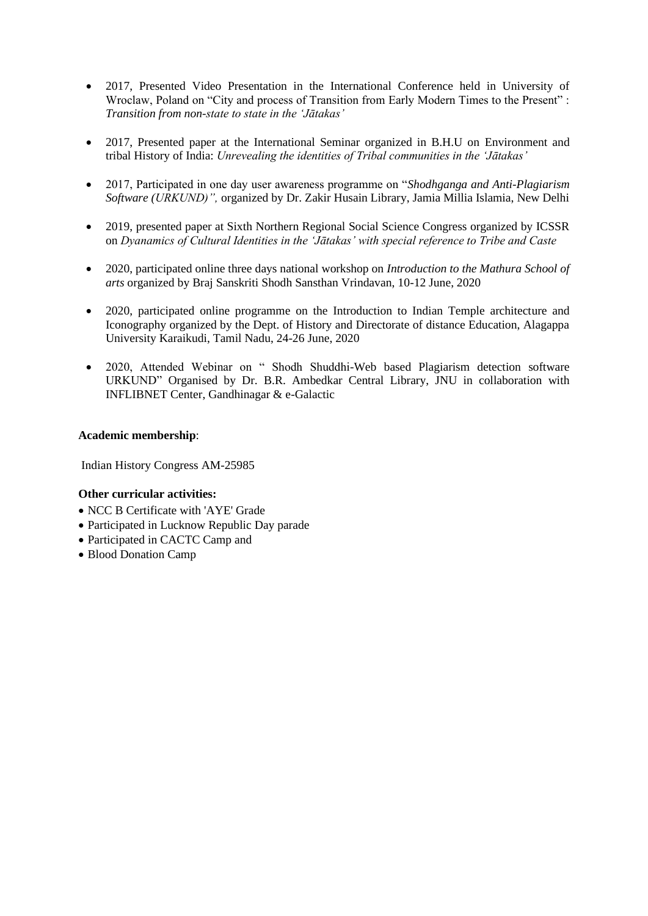- 2017, Presented Video Presentation in the International Conference held in University of Wroclaw, Poland on "City and process of Transition from Early Modern Times to the Present" : *Transition from non-state to state in the 'Jātakas'*

- 2017, Presented paper at the International Seminar organized in B.H.U on Environment and tribal History of India: *Unrevealing the identities of Tribal communities in the 'Jātakas'*

- 2017, Participated in one day user awareness programme on "*Shodhganga and Anti-Plagiarism Software (URKUND)",* organized by Dr. Zakir Husain Library, Jamia Millia Islamia, New Delhi

- 2019, presented paper at Sixth Northern Regional Social Science Congress organized by ICSSR on *Dyanamics of Cultural Identities in the 'Jātakas' with special reference to Tribe and Caste*

- 2020, participated online three days national workshop on *Introduction to the Mathura School of arts* organized by Braj Sanskriti Shodh Sansthan Vrindavan, 10-12 June, 2020

- 2020, participated online programme on the Introduction to Indian Temple architecture and Iconography organized by the Dept. of History and Directorate of distance Education, Alagappa University Karaikudi, Tamil Nadu, 24-26 June, 2020

- 2020, Attended Webinar on " Shodh Shuddhi-Web based Plagiarism detection software URKUND" Organised by Dr. B.R. Ambedkar Central Library, JNU in collaboration with INFLIBNET Center, Gandhinagar & e-Galactic

**Academic membership**:

Indian History Congress AM-25985

**Other curricular activities:**

- NCC B Certificate with 'AYE' Grade
- Participated in Lucknow Republic Day parade
- Participated in CACTC Camp and
- Blood Donation Camp